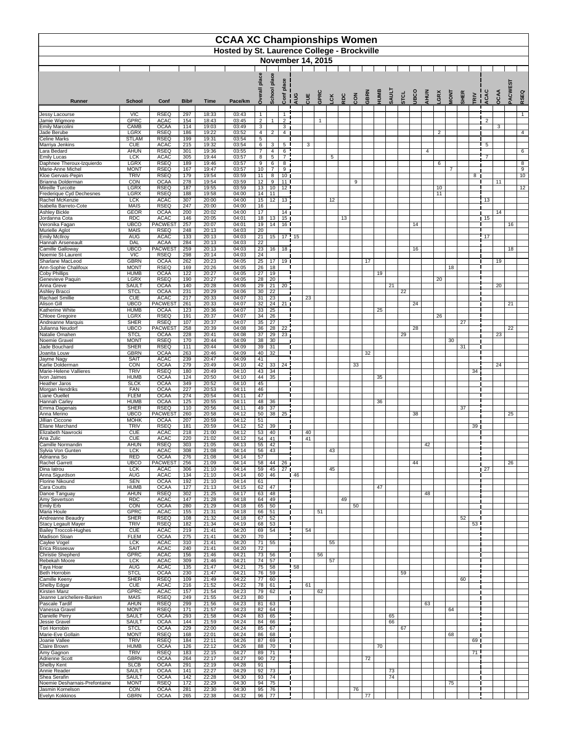# CCAA XC Championships Women

## Hosted by St. Laurence College - Brockville

### November 14, 2015

| Runner | School | Conf | Bib# | Time | Pace/km | Overall place | School place | Conf place | AUG | CUE | GPRC | LCK | RDC | CON | GBRN | HUMB | SAULT | STCL | UBCO | AHUN | LGRX | MONT | SHER | TRIV | ACAC | OCAA | PACWEST | RSEQ |
|---|---|---|---|---|---|---|---|---|---|---|---|---|---|---|---|---|---|---|---|---|---|---|---|---|---|---|---|---|
| Jessy Lacourse | VIC | RSEQ | 297 | 18:33 | 03:43 | 1 | | 1 | | | | | | | | | | | | | | | | | | | | 1 |
| Jamie Wigmore | GPRC | ACAC | 154 | 18:43 | 03:45 | 2 | 1 | 2 | | | 1 | | | | | | | | | | | | | | 2 | | | |
| Emily Marcolini | CAMB | OCAA | 114 | 19:03 | 03:49 | 3 | | 3 | | | | | | | | | | | | | | | | | | 3 | | |
| Jade Berube | LGRX | RSEQ | 186 | 19:22 | 03:52 | 4 | 2 | 4 | | | | | | | | | | | | | 2 | | | | | | | 4 |
| Celine Marks | STLAM | RSEQ | 199 | 19:31 | 03:54 | 5 | | | | | | | | | | | | | | | | | | | | | | |
| Marriya Jenkins | CUE | ACAC | 215 | 19:32 | 03:54 | 6 | 3 | 5 | | 3 | | | | | | | | | | | | | | | 5 | | | |
| Lara Bedard | AHUN | RSEQ | 301 | 19:36 | 03:55 | 7 | 4 | 6 | | | | | | | | | | | | 4 | | | | | | | | 6 |
| Emily Lucas | LCK | ACAC | 305 | 19:44 | 03:57 | 8 | 5 | 7 | | | | 5 | | | | | | | | | | | | | 7 | | | |
| Daphnee Theroux-Izquierdo | LGRX | RSEQ | 189 | 19:46 | 03:57 | 9 | 6 | 8 | | | | | | | | | | | | | 6 | | | | | | | 8 |
| Marie-Anne Michel | MONT | RSEQ | 167 | 19:47 | 03:57 | 10 | 7 | 9 | | | | | | | | | | | | | | 7 | | | | | | 9 |
| Kloe Gervais-Pepin | TRIV | RSEQ | 179 | 19:54 | 03:59 | 11 | 8 | 10 | | | | | | | | | | | | | | | | 8 | | | | 10 |
| Brianna Dolderman | CON | OCAA | 278 | 19:54 | 03:59 | 12 | 9 | 11 | | | | | | 9 | | | | | | | | | | | | 11 | | |
| Mireille Turcotte | LGRX | RSEQ | 187 | 19:55 | 03:59 | 13 | 10 | 12 | | | | | | | | | | | | | 10 | | | | | | | 12 |
| Frederique Cyd Dechesnes | LGRX | RSEQ | 188 | 19:58 | 04:00 | 14 | 11 | | | | | | | | | | | | | | 11 | | | | | | | |
| Rachel McKenzie | LCK | ACAC | 307 | 20:00 | 04:00 | 15 | 12 | 13 | | | | 12 | | | | | | | | | | | | | 13 | | | |
| Isabella Barreto-Cote | MAIS | RSEQ | 247 | 20:00 | 04:00 | 16 | | | | | | | | | | | | | | | | | | | | | | |
| Ashley Bickle | GEOR | OCAA | 200 | 20:02 | 04:00 | 17 | | 14 | | | | | | | | | | | | | | | | | | 14 | | |
| Jordanna Cota | RDC | ACAC | 146 | 20:05 | 04:01 | 18 | 13 | 15 | | | | | 13 | | | | | | | | | | | | 15 | | | |
| Veronika Fagan | UBCO | PACWEST | 257 | 20:07 | 04:01 | 19 | 14 | 16 | | | | | | | | | | | 14 | | | | | | | | 16 | |
| Murielle Aglot | MAIS | RSEQ | 248 | 20:13 | 04:03 | 20 | | | | | | | | | | | | | | | | | | | | | | |
| Emily McIlroy | AUG | ACAC | 133 | 20:13 | 04:03 | 21 | 15 | 17 | 15 | | | | | | | | | | | | | | | | 17 | | | |
| Hannah Arseneault | DAL | ACAA | 284 | 20:13 | 04:03 | 22 | | | | | | | | | | | | | | | | | | | | | | |
| Camille Galloway | UBCO | PACWEST | 259 | 20:13 | 04:03 | 23 | 16 | 18 | | | | | | | | | | | 16 | | | | | | | | 18 | |
| Noemie St-Laurent | VIC | RSEQ | 298 | 20:14 | 04:03 | 24 | | | | | | | | | | | | | | | | | | | | | | |
| Sharlane MacLeod | GBRN | OCAA | 262 | 20:23 | 04:05 | 25 | 17 | 19 | | | | | | | 17 | | | | | | | | | | | 19 | | |
| Ann-Sophie Chalifoux | MONT | RSEQ | 169 | 20:26 | 04:05 | 26 | 18 | | | | | | | | | | | | | | | 18 | | | | | | |
| Coby Phillips | HUMB | OCAA | 122 | 20:27 | 04:05 | 27 | 19 | | | | | | | | | 19 | | | | | | | | | | | | |
| Genevieve Paquin | LGRX | RSEQ | 190 | 20:27 | 04:05 | 28 | 20 | | | | | | | | | | | | | | 20 | | | | | | | |
| Anna Greve | SAULT | OCAA | 140 | 20:28 | 04:06 | 29 | 21 | 20 | | | | | | | | | 21 | | | | | | | | | 20 | | |
| Ashley Bracci | STCL | OCAA | 231 | 20:29 | 04:06 | 30 | 22 | | | | | | | | | | | 22 | | | | | | | | | | |
| Rachael Smillie | CUE | ACAC | 217 | 20:33 | 04:07 | 31 | 23 | | | 23 | | | | | | | | | | | | | | | | | | |
| Alison Gill | UBCO | PACWEST | 261 | 20:33 | 04:07 | 32 | 24 | 21 | | | | | | | | | | | 24 | | | | | | | | 21 | |
| Katherine White | HUMB | OCAA | 123 | 20:36 | 04:07 | 33 | 25 | | | | | | | | | 25 | | | | | | | | | | | | |
| Chloee Gregoire | LGRX | RSEQ | 191 | 20:37 | 04:07 | 34 | 26 | | | | | | | | | | | | | | 26 | | | | | | | |
| Andreanne Marquis | SHER | RSEQ | 107 | 20:37 | 04:07 | 35 | 27 | | | | | | | | | | | | | | | | 27 | | | | | |
| Julianna Neudorf | UBCO | PACWEST | 258 | 20:39 | 04:08 | 36 | 28 | 22 | | | | | | | | | | | 28 | | | | | | | | 22 | |
| Natalie Omahen | STCL | OCAA | 228 | 20:41 | 04:08 | 37 | 29 | 23 | | | | | | | | | | 29 | | | | | | | | 23 | | |
| Noemie Gravel | MONT | RSEQ | 170 | 20:44 | 04:09 | 38 | 30 | | | | | | | | | | | | | | | 30 | | | | | | |
| Jade Bouchard | SHER | RSEQ | 111 | 20:44 | 04:09 | 39 | 31 | | | | | | | | | | | | | | | | 31 | | | | | |
| Joanita Louw | GBRN | OCAA | 263 | 20:46 | 04:09 | 40 | 32 | | | | | | | | 32 | | | | | | | | | | | | | |
| Jayme Nagy | SAIT | ACAC | 239 | 20:47 | 04:09 | 41 | | | | | | | | | | | | | | | | | | | | | | |
| Karlie Dolderman | CON | OCAA | 279 | 20:49 | 04:10 | 42 | 33 | 24 | | | | | | 33 | | | | | | | | | | | | 24 | | |
| Marie-Helene Vallieres | TRIV | RSEQ | 180 | 20:49 | 04:10 | 43 | 34 | | | | | | | | | | | | | | | | | 34 | | | | |
| Ivon Jaimes | HUMB | OCAA | 124 | 20:50 | 04:10 | 44 | 35 | | | | | | | | | 35 | | | | | | | | | | | | |
| Heather Jaros | SLCK | OCAA | 349 | 20:52 | 04:10 | 45 | | | | | | | | | | | | | | | | | | | | | | |
| Morgan Hendriks | FAN | OCAA | 227 | 20:53 | 04:11 | 46 | | | | | | | | | | | | | | | | | | | | | | |
| Liane Ouellet | FLEM | OCAA | 274 | 20:54 | 04:11 | 47 | | | | | | | | | | | | | | | | | | | | | | |
| Hannah Carley | HUMB | OCAA | 125 | 20:55 | 04:11 | 48 | 36 | | | | | | | | | 36 | | | | | | | | | | | | |
| Emma Dagenais | SHER | RSEQ | 110 | 20:56 | 04:11 | 49 | 37 | | | | | | | | | | | | | | | | 37 | | | | | |
| Anna Merino | UBCO | PACWEST | 260 | 20:58 | 04:12 | 50 | 38 | 25 | | | | | | | | | | | 38 | | | | | | | | 25 | |
| Jillian Ciccone | MOHK | OCAA | 207 | 20:59 | 04:12 | 51 | | | | | | | | | | | | | | | | | | | | | | |
| Eliane Marchand | TRIV | RSEQ | 181 | 20:59 | 04:12 | 52 | 39 | | | | | | | | | | | | | | | | | 39 | | | | |
| Elizabeth Nawrocki | CUE | ACAC | 218 | 21:00 | 04:12 | 53 | 40 | | | 40 | | | | | | | | | | | | | | | | | | |
| Ana Zulic | CUE | ACAC | 220 | 21:02 | 04:12 | 54 | 41 | | | 41 | | | | | | | | | | | | | | | | | | |
| Camille Normandin | AHUN | RSEQ | 303 | 21:05 | 04:13 | 55 | 42 | | | | | | | | | | | | | 42 | | | | | | | | |
| Sylvia Von Gunten | LCK | ACAC | 308 | 21:08 | 04:14 | 56 | 43 | | | | | 43 | | | | | | | | | | | | | | | | |
| Adrianna So | RED | OCAA | 276 | 21:08 | 04:14 | 57 | | | | | | | | | | | | | | | | | | | | | | |
| Rachel Garrett | UBCO | PACWEST | 256 | 21:09 | 04:14 | 58 | 44 | 26 | | | | | | | | | | | 44 | | | | | | | | 26 | |
| Dina Iatrou | LCK | ACAC | 306 | 21:10 | 04:14 | 59 | 45 | 27 | | | | 45 | | | | | | | | | | | | | 27 | | | |
| Anna Sigurdson | AUG | ACAC | 134 | 21:10 | 04:14 | 60 | 46 | | 46 | | | | | | | | | | | | | | | | | | | |
| Florine Nikound | SEN | OCAA | 192 | 21:10 | 04:14 | 61 | | | | | | | | | | | | | | | | | | | | | | |
| Cara Coutts | HUMB | OCAA | 127 | 21:13 | 04:15 | 62 | 47 | | | | | | | | | 47 | | | | | | | | | | | | |
| Danoe Tanguay | AHUN | RSEQ | 302 | 21:25 | 04:17 | 63 | 48 | | | | | | | | | | | | | 48 | | | | | | | | |
| Amy Severtson | RDC | ACAC | 147 | 21:28 | 04:18 | 64 | 49 | | | | | | 49 | | | | | | | | | | | | | | | |
| Emily Erb | CON | OCAA | 280 | 21:29 | 04:18 | 65 | 50 | | | | | | | 50 | | | | | | | | | | | | | | |
| Maria Houle | GPRC | ACAC | 155 | 21:31 | 04:18 | 66 | 51 | | | | 51 | | | | | | | | | | | | | | | | | |
| Andreanne Beaudry | SHER | RSEQ | 108 | 21:32 | 04:18 | 67 | 52 | | | | | | | | | | | | | | | | 52 | | | | | |
| Stacy Legault Mayer | TRIV | RSEQ | 182 | 21:34 | 04:19 | 68 | 53 | | | | | | | | | | | | | | | | | 53 | | | | |
| Bailey Troccoli-Hughes | CUE | ACAC | 219 | 21:41 | 04:20 | 69 | 54 | | | 54 | | | | | | | | | | | | | | | | | | |
| Madison Sloan | FLEM | OCAA | 275 | 21:41 | 04:20 | 70 | | | | | | | | | | | | | | | | | | | | | | |
| Caylee Vogel | LCK | ACAC | 310 | 21:41 | 04:20 | 71 | 55 | | | | | 55 | | | | | | | | | | | | | | | | |
| Erica Risseeuw | SAIT | ACAC | 240 | 21:41 | 04:20 | 72 | | | | | | | | | | | | | | | | | | | | | | |
| Christie Shepherd | GPRC | ACAC | 156 | 21:46 | 04:21 | 73 | 56 | | | | 56 | | | | | | | | | | | | | | | | | |
| Rebekah Moore | LCK | ACAC | 309 | 21:46 | 04:21 | 74 | 57 | | | | | 57 | | | | | | | | | | | | | | | | |
| Taya Hoar | AUG | ACAC | 135 | 21:47 | 04:21 | 75 | 58 | | 58 | | | | | | | | | | | | | | | | | | | |
| Beth Horrobin | STCL | OCAA | 230 | 21:47 | 04:21 | 76 | 59 | | | | | | | | | | | 59 | | | | | | | | | | |
| Camille Keeny | SHER | RSEQ | 109 | 21:49 | 04:22 | 77 | 60 | | | | | | | | | | | | | | | | 60 | | | | | |
| Shelby Edgar | CUE | ACAC | 216 | 21:52 | 04:22 | 78 | 61 | | | 61 | | | | | | | | | | | | | | | | | | |
| Kirsten Manz | GPRC | ACAC | 157 | 21:54 | 04:23 | 79 | 62 | | | | 62 | | | | | | | | | | | | | | | | | |
| Jeanne Laricheliere-Banken | MAIS | RSEQ | 249 | 21:55 | 04:23 | 80 | | | | | | | | | | | | | | | | | | | | | | |
| Pascale Tardif | AHUN | RSEQ | 299 | 21:56 | 04:23 | 81 | 63 | | | | | | | | | | | | | 63 | | | | | | | | |
| Vanessa Gravel | MONT | RSEQ | 171 | 21:57 | 04:23 | 82 | 64 | | | | | | | | | | | | | | | 64 | | | | | | |
| Danielle Perry | SAULT | OCAA | 293 | 21:58 | 04:24 | 83 | 65 | | | | | | | | | | 65 | | | | | | | | | | | |
| Jessie Gravel | SAULT | OCAA | 144 | 21:59 | 04:24 | 84 | 66 | | | | | | | | | | 66 | | | | | | | | | | | |
| Tori Horrobin | STCL | OCAA | 229 | 22:00 | 04:24 | 85 | 67 | | | | | | | | | | | 67 | | | | | | | | | | |
| Marie-Eve Gollain | MONT | RSEQ | 168 | 22:01 | 04:24 | 86 | 68 | | | | | | | | | | | | | | | 68 | | | | | | |
| Joanie Vallee | TRIV | RSEQ | 184 | 22:11 | 04:26 | 87 | 69 | | | | | | | | | | | | | | | | | 69 | | | | |
| Claire Brown | HUMB | OCAA | 126 | 22:12 | 04:26 | 88 | 70 | | | | | | | | | 70 | | | | | | | | | | | | |
| Amy Gagnon | TRIV | RSEQ | 183 | 22:15 | 04:27 | 89 | 71 | | | | | | | | | | | | | | | | | 71 | | | | |
| Adrienne Scott | GBRN | OCAA | 264 | 22:17 | 04:27 | 90 | 72 | | | | | | | | 72 | | | | | | | | | | | | | |
| Shelby Kent | SLCB | OCAA | 291 | 22:19 | 04:28 | 91 | | | | | | | | | | | | | | | | | | | | | | |
| Annie Reader | SAULT | OCAA | 141 | 22:27 | 04:29 | 92 | 73 | | | | | | | | | | 73 | | | | | | | | | | | |
| Shea Serafin | SAULT | OCAA | 142 | 22:28 | 04:30 | 93 | 74 | | | | | | | | | | 74 | | | | | | | | | | | |
| Noemie Desharnais-Prefontaine | MONT | RSEQ | 172 | 22:29 | 04:30 | 94 | 75 | | | | | | | | | | | | | | | 75 | | | | | | |
| Jasmin Kornelson | CON | OCAA | 281 | 22:30 | 04:30 | 95 | 76 | | | | | | | 76 | | | | | | | | | | | | | | |
| Evelyn Kokkinos | GBRN | OCAA | 265 | 22:38 | 04:32 | 96 | 77 | | | | | | | | 77 | | | | | | | | | | | | | |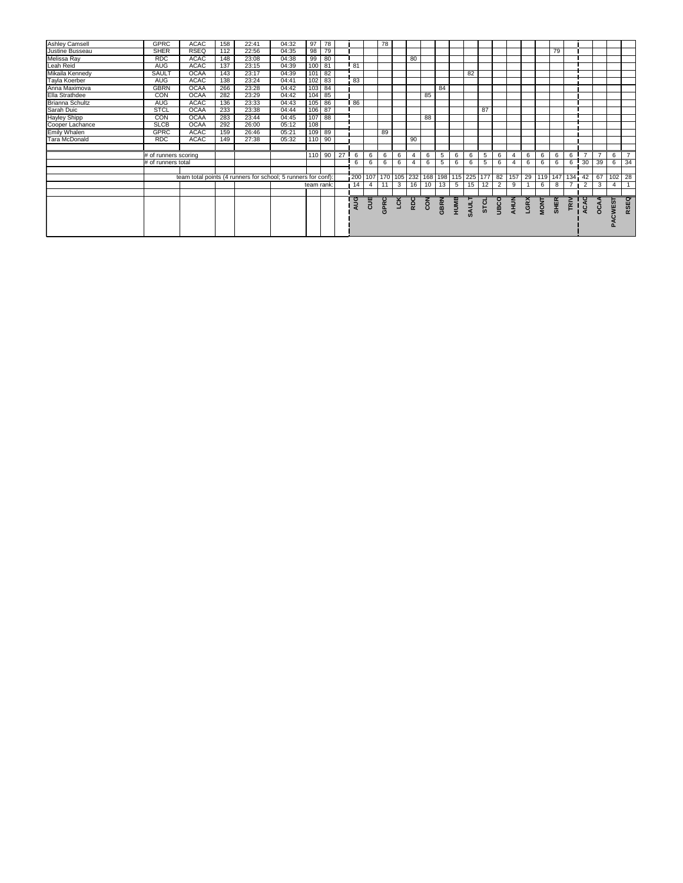| | | | | | | | | | | | | | | | | | | | | | | | | | | | | |
|---|---|---|---|---|---|---|---|---|---|---|---|---|---|---|---|---|---|---|---|---|---|---|---|---|---|---|---|---|
| Ashley Camsell | GPRC | ACAC | 158 | 22:41 | 04:32 | 97 | 78 | | | | 78 | | | | | | | | | | | | | | | | | |
| Justine Busseau | SHER | RSEQ | 112 | 22:56 | 04:35 | 98 | 79 | | | | | | | | | | | | | | | | 79 | | | | | |
| Melissa Ray | RDC | ACAC | 148 | 23:08 | 04:38 | 99 | 80 | | | | | | 80 | | | | | | | | | | | | | | | |
| Leah Reid | AUG | ACAC | 137 | 23:15 | 04:39 | 100 | 81 | | 81 | | | | | | | | | | | | | | | | | | | |
| Mikaila Kennedy | SAULT | OCAA | 143 | 23:17 | 04:39 | 101 | 82 | | | | | | | | | | 82 | | | | | | | | | | | |
| Tayla Koerber | AUG | ACAC | 138 | 23:24 | 04:41 | 102 | 83 | | 83 | | | | | | | | | | | | | | | | | | | |
| Anna Maximova | GBRN | OCAA | 266 | 23:28 | 04:42 | 103 | 84 | | | | | | | | 84 | | | | | | | | | | | | | |
| Ella Strathdee | CON | OCAA | 282 | 23:29 | 04:42 | 104 | 85 | | | | | | | 85 | | | | | | | | | | | | | | |
| Brianna Schultz | AUG | ACAC | 136 | 23:33 | 04:43 | 105 | 86 | | 86 | | | | | | | | | | | | | | | | | | | |
| Sarah Duic | STCL | OCAA | 233 | 23:38 | 04:44 | 106 | 87 | | | | | | | | | | | 87 | | | | | | | | | | |
| Hayley Shipp | CON | OCAA | 283 | 23:44 | 04:45 | 107 | 88 | | | | | | | 88 | | | | | | | | | | | | | | |
| Cooper Lachance | SLCB | OCAA | 292 | 26:00 | 05:12 | 108 | | | | | | | | | | | | | | | | | | | | | | |
| Emily Whalen | GPRC | ACAC | 159 | 26:46 | 05:21 | 109 | 89 | | | | 89 | | | | | | | | | | | | | | | | | |
| Tara McDonald | RDC | ACAC | 149 | 27:38 | 05:32 | 110 | 90 | | | | | | 90 | | | | | | | | | | | | | | | |
| | # of runners scoring | | | | | 110 | 90 | 27 | 6 | 6 | 6 | 6 | 4 | 6 | 5 | 6 | 6 | 5 | 6 | 4 | 6 | 6 | 6 | 6 | 7 | 7 | 6 | 7 |
| | # of runners total | | | | | | | | 6 | 6 | 6 | 6 | 4 | 6 | 5 | 6 | 6 | 5 | 6 | 4 | 6 | 6 | 6 | 6 | 30 | 39 | 6 | 34 |
| | team total points (4 runners for school; 5 runners for conf): | | | | | | | | 200 | 107 | 170 | 105 | 232 | 168 | 198 | 115 | 225 | 177 | 82 | 157 | 29 | 119 | 147 | 134 | 42 | 67 | 102 | 28 |
| | | | | | team rank: | | | | 14 | 4 | 11 | 3 | 16 | 10 | 13 | 5 | 15 | 12 | 2 | 9 | 1 | 6 | 8 | 7 | 2 | 3 | 4 | 1 |
| | | | | | | | | | AUG | CUE | GPRC | LCK | RDC | CON | GBRN | HUMB | SAULT | STCL | UBCO | AHUN | LGRX | MONT | SHER | TRIV | ACAC | OCAA | PACWEST | RSEQ |